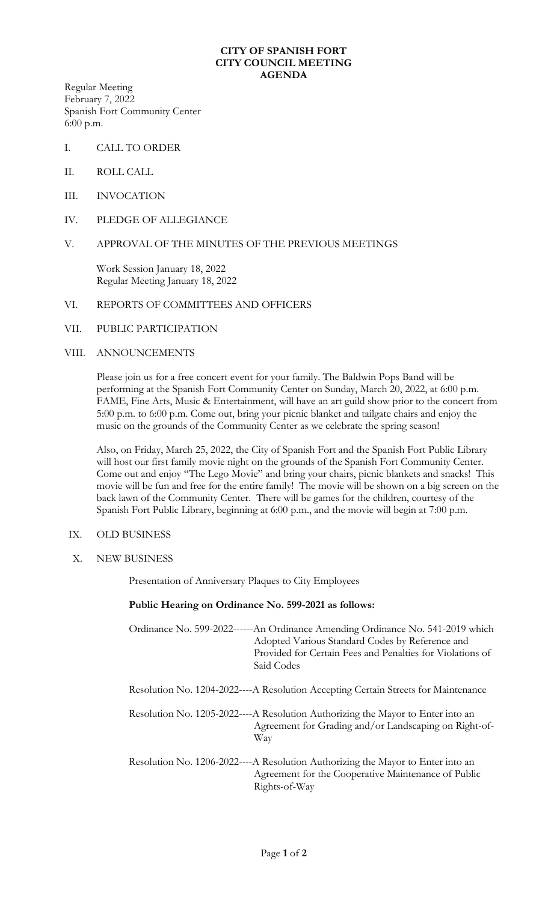# CITY OF SPANISH FORT
# CITY COUNCIL MEETING
# AGENDA

Regular Meeting
February 7, 2022
Spanish Fort Community Center
6:00 p.m.

I. CALL TO ORDER

II. ROLL CALL

III. INVOCATION

IV. PLEDGE OF ALLEGIANCE

V. APPROVAL OF THE MINUTES OF THE PREVIOUS MEETINGS

Work Session January 18, 2022
Regular Meeting January 18, 2022

VI. REPORTS OF COMMITTEES AND OFFICERS

VII. PUBLIC PARTICIPATION

VIII. ANNOUNCEMENTS

Please join us for a free concert event for your family. The Baldwin Pops Band will be performing at the Spanish Fort Community Center on Sunday, March 20, 2022, at 6:00 p.m. FAME, Fine Arts, Music & Entertainment, will have an art guild show prior to the concert from 5:00 p.m. to 6:00 p.m. Come out, bring your picnic blanket and tailgate chairs and enjoy the music on the grounds of the Community Center as we celebrate the spring season!

Also, on Friday, March 25, 2022, the City of Spanish Fort and the Spanish Fort Public Library will host our first family movie night on the grounds of the Spanish Fort Community Center. Come out and enjoy "The Lego Movie" and bring your chairs, picnic blankets and snacks! This movie will be fun and free for the entire family! The movie will be shown on a big screen on the back lawn of the Community Center. There will be games for the children, courtesy of the Spanish Fort Public Library, beginning at 6:00 p.m., and the movie will begin at 7:00 p.m.

IX. OLD BUSINESS

X. NEW BUSINESS

Presentation of Anniversary Plaques to City Employees

**Public Hearing on Ordinance No. 599-2021 as follows:**

Ordinance No. 599-2022------An Ordinance Amending Ordinance No. 541-2019 which Adopted Various Standard Codes by Reference and Provided for Certain Fees and Penalties for Violations of Said Codes

Resolution No. 1204-2022----A Resolution Accepting Certain Streets for Maintenance

Resolution No. 1205-2022----A Resolution Authorizing the Mayor to Enter into an Agreement for Grading and/or Landscaping on Right-of-Way

Resolution No. 1206-2022----A Resolution Authorizing the Mayor to Enter into an Agreement for the Cooperative Maintenance of Public Rights-of-Way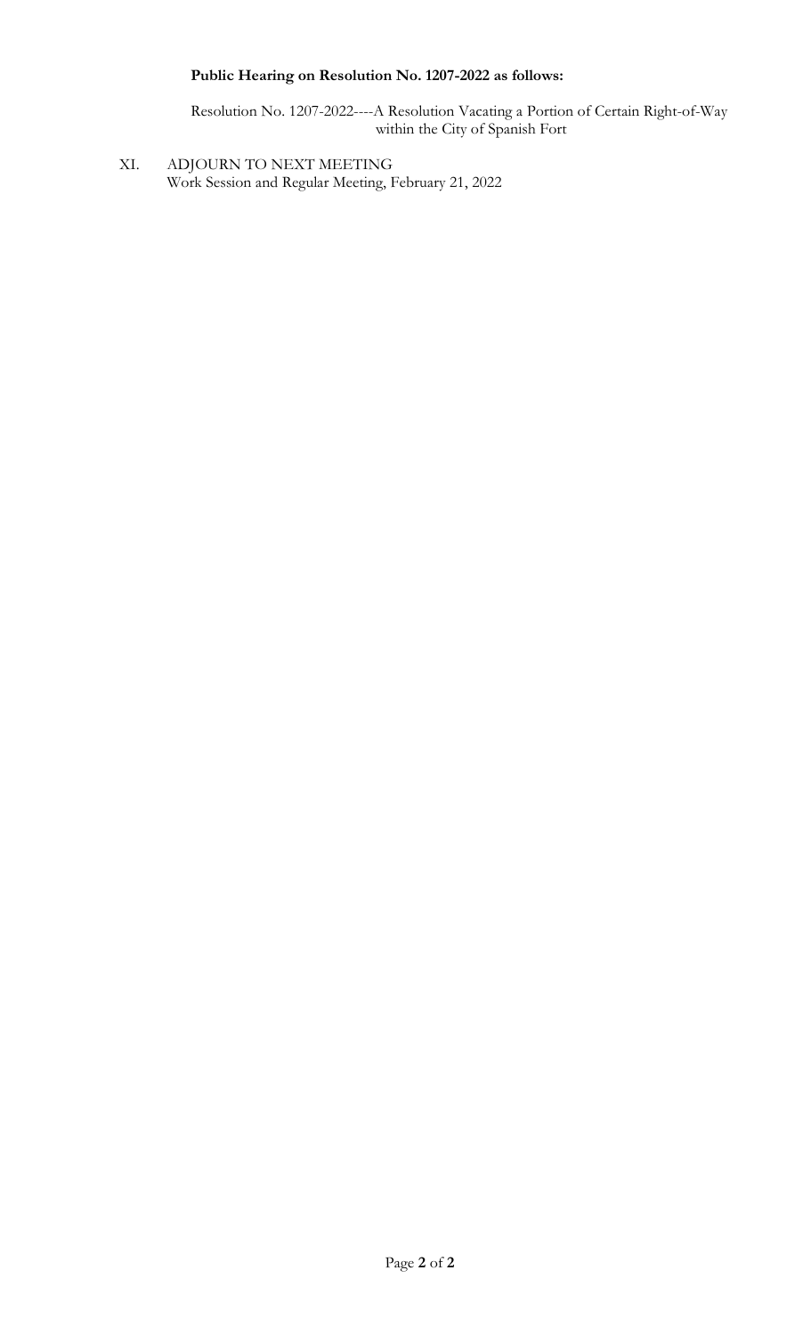**Public Hearing on Resolution No. 1207-2022 as follows:**

Resolution No. 1207-2022----A Resolution Vacating a Portion of Certain Right-of-Way within the City of Spanish Fort

XI. ADJOURN TO NEXT MEETING
Work Session and Regular Meeting, February 21, 2022